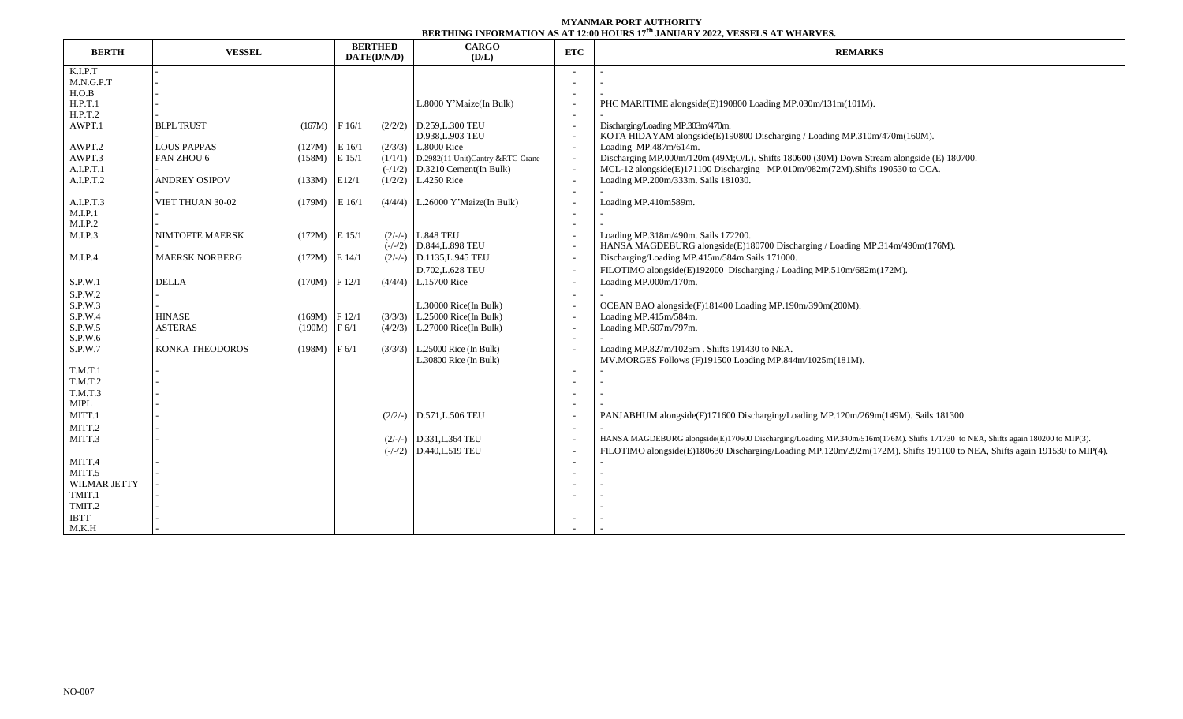**MYANMAR PORT AUTHORITY**

**BERTHING INFORMATION AS AT 12:00 HOURS 17th JANUARY 2022, VESSELS AT WHARVES.**

| BERTH | VESSEL | | BERTHED DATE(D/N/D) | | CARGO (D/L) | ETC | REMARKS |
|---|---|---|---|---|---|---|---|
| K.I.P.T | - | | | | | - | - |
| M.N.G.P.T | - | | | | | - | - |
| H.O.B | - | | | | | - | - |
| H.P.T.1 | - | | | | L.8000 Y'Maize(In Bulk) | - | PHC MARITIME alongside(E)190800 Loading MP.030m/131m(101M). |
| H.P.T.2 | - | | | | | - | - |
| AWPT.1 | BLPL TRUST | (167M) | F 16/1 | (2/2/2) | D.259,L.300 TEU | - | Discharging/Loading MP.303m/470m. |
| | - | | | | D.938,L.903 TEU | - | KOTA HIDAYAM alongside(E)190800 Discharging / Loading MP.310m/470m(160M). |
| AWPT.2 | LOUS PAPPAS | (127M) | E 16/1 | (2/3/3) | L.8000 Rice | - | Loading MP.487m/614m. |
| AWPT.3 | FAN ZHOU 6 | (158M) | E 15/1 | (1/1/1) | D.2982(11 Unit)Cantry &RTG Crane | - | Discharging MP.000m/120m.(49M;O/L). Shifts 180600 (30M) Down Stream alongside (E) 180700. |
| A.I.P.T.1 | - | | | (-/1/2) | D.3210 Cement(In Bulk) | - | MCL-12 alongside(E)171100 Discharging MP.010m/082m(72M).Shifts 190530 to CCA. |
| A.I.P.T.2 | ANDREY OSIPOV | (133M) | E12/1 | (1/2/2) | L.4250 Rice | - | Loading MP.200m/333m. Sails 181030. |
| | - | | | | | - | - |
| A.I.P.T.3 | VIET THUAN 30-02 | (179M) | E 16/1 | (4/4/4) | L.26000 Y'Maize(In Bulk) | - | Loading MP.410m589m. |
| M.I.P.1 | - | | | | | - | - |
| M.I.P.2 | - | | | | | - | - |
| M.I.P.3 | NIMTOFTE MAERSK | (172M) | E 15/1 | (2/-/-) | L.848 TEU | - | Loading MP.318m/490m. Sails 172200. |
| | - | | | (-/-/2) | D.844,L.898 TEU | - | HANSA MAGDEBURG alongside(E)180700 Discharging / Loading MP.314m/490m(176M). |
| M.I.P.4 | MAERSK NORBERG | (172M) | E 14/1 | (2/-/-) | D.1135,L.945 TEU | - | Discharging/Loading MP.415m/584m.Sails 171000. |
| | | | | | D.702,L.628 TEU | - | FILOTIMO alongside(E)192000 Discharging / Loading MP.510m/682m(172M). |
| S.P.W.1 | DELLA | (170M) | F 12/1 | (4/4/4) | L.15700 Rice | - | Loading MP.000m/170m. |
| S.P.W.2 | - | | | | | - | - |
| S.P.W.3 | - | | | | L.30000 Rice(In Bulk) | - | OCEAN BAO alongside(F)181400 Loading MP.190m/390m(200M). |
| S.P.W.4 | HINASE | (169M) | F 12/1 | (3/3/3) | L.25000 Rice(In Bulk) | - | Loading MP.415m/584m. |
| S.P.W.5 | ASTERAS | (190M) | F 6/1 | (4/2/3) | L.27000 Rice(In Bulk) | - | Loading MP.607m/797m. |
| S.P.W.6 | - | | | | | - | - |
| S.P.W.7 | KONKA THEODOROS | (198M) | F 6/1 | (3/3/3) | L.25000 Rice (In Bulk) | - | Loading MP.827m/1025m . Shifts 191430 to NEA. |
| | | | | | L.30800 Rice (In Bulk) | | MV.MORGES Follows (F)191500 Loading MP.844m/1025m(181M). |
| T.M.T.1 | - | | | | | - | - |
| T.M.T.2 | - | | | | | - | - |
| T.M.T.3 | - | | | | | - | - |
| MIPL | - | | | | | - | - |
| MITT.1 | - | | | (2/2/-) | D.571,L.506 TEU | - | PANJABHUM alongside(F)171600 Discharging/Loading MP.120m/269m(149M). Sails 181300. |
| MITT.2 | - | | | | | - | - |
| MITT.3 | - | | | (2/-/-) | D.331,L.364 TEU | - | HANSA MAGDEBURG alongside(E)170600 Discharging/Loading MP.340m/516m(176M). Shifts 171730 to NEA, Shifts again 180200 to MIP(3). |
| | | | | (-/-/2) | D.440,L.519 TEU | - | FILOTIMO alongside(E)180630 Discharging/Loading MP.120m/292m(172M). Shifts 191100 to NEA, Shifts again 191530 to MIP(4). |
| MITT.4 | - | | | | | - | - |
| MITT.5 | - | | | | | - | - |
| WILMAR JETTY | - | | | | | - | - |
| TMIT.1 | - | | | | | - | - |
| TMIT.2 | - | | | | | | - |
| IBTT | - | | | | | - | - |
| M.K.H | - | | | | | - | - |

NO-007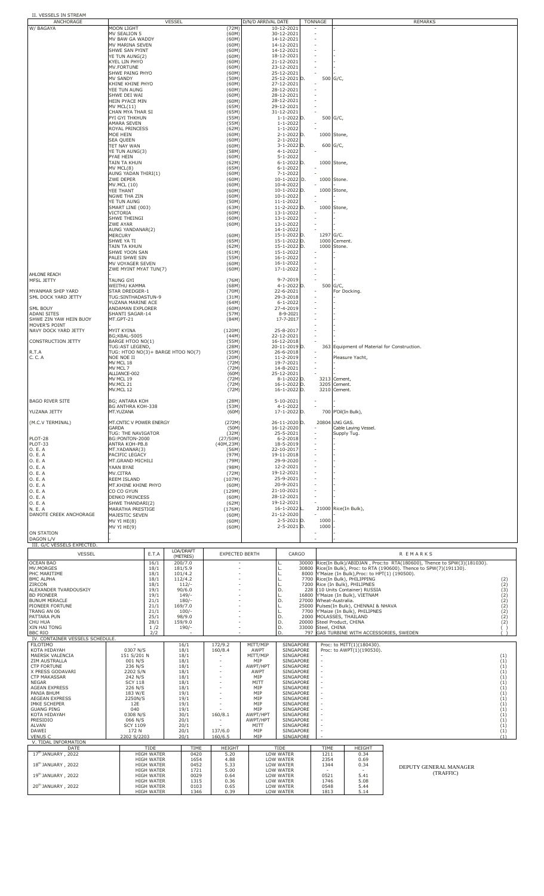## II. VESSELS IN STREAM

| ANCHORAGE | VESSEL | | D/N/D ARRIVAL DATE | TONNAGE | | REMARKS |
|---|---|---|---|---|---|---|
| W/ BAGAYA | MOON LIGHT | (72M) | 10-12-2021 | - | - | |
| | MV SEALION 5 | (60M) | 30-12-2021 | - | | |
| | MV BAW GA WADDY | (60M) | 14-12-2021 | - | | |
| | MV MARINA SEVEN | (60M) | 14-12-2021 | - | | |
| | SHWE SAN PYINT | (60M) | 14-12-2021 | - | - | |
| | YE TUN AUNG(2) | (60M) | 18-12-2021 | - | - | |
| | KYEL LIN PHYO | (60M) | 21-12-2021 | - | - | |
| | MV.FORTUNE | (60M) | 23-12-2021 | - | - | |
| | SHWE PAING PHYO | (60M) | 25-12-2021 | - | - | |
| | MV SANDY | (50M) | 25-12-2021 D. | 500 | G/C, | |
| | KHINE KHINE PHYO | (60M) | 27-12-2021 | - | - | |
| | YEE TUN AUNG | (60M) | 28-12-2021 | - | - | |
| | SHWE DEI WAI | (60M) | 28-12-2021 | - | - | |
| | HEIN PYACE MIN | (60M) | 28-12-2021 | - | - | |
| | MV MCL(11) | (65M) | 29-12-2021 | - | - | |
| | CHAN MYA THAR SI | (65M) | 31-12-2021 | - | - | |
| | PYI GYI THKHUN | (55M) | 1-1-2022 D. | 500 | G/C, | |
| | AMARA SEVEN | (55M) | 1-1-2022 | - | - | |
| | ROYAL PRINCESS | (62M) | 1-1-2022 | - | - | |
| | MOE HEIN | (60M) | 2-1-2022 D. | 1000 | Stone, | |
| | SEA QUEEN | (60M) | 2-1-2022 | - | - | |
| | TET NAY WAN | (60M) | 3-1-2022 D. | 600 | G/C, | |
| | YE TUN AUNG(3) | (58M) | 4-1-2022 | - | - | |
| | PYAE HEIN | (60M) | 5-1-2022 | - | - | |
| | TAIN TA KHUN | (62M) | 6-1-2022 D. | 1000 | Stone, | |
| | MV MCL(8) | (65M) | 6-1-2022 | - | - | |
| | AUNG YADAN THIRI(1) | (60M) | 7-1-2022 | - | - | |
| | ZWE DEPER | (60M) | 10-1-2022 D. | 1000 | Stone. | |
| | MV.MCL (10) | (60M) | 10-4-2022 | - | | |
| | YEE THANT | (60M) | 10-1-2022 D. | 1000 | Stone, | |
| | NGWE THA ZIN | (60M) | 10-1-2022 | - | - | |
| | YE TUN AUNG | (50M) | 11-1-2022 | - | - | |
| | SMART LINE (003) | (63M) | 11-2-2022 D. | 1000 | Stone, | |
| | VICTORIA | (60M) | 13-1-2022 | - | - | |
| | SHWE THEINGI | (60M) | 13-1-2022 | - | - | |
| | ZWE AYAR | (60M) | 13-1-2022 | - | - | |
| | AUNG YANDANAR(2) | | 14-1-2022 | - | - | |
| | MERCURY | (60M) | 15-1-2022 D. | 1297 | G/C. | |
| | SHWE YA TI | (65M) | 15-1-2022 D. | 1000 | Cement. | |
| | TAIN TA KHUN | (62M) | 15-1-2022 D. | 1000 | Stone. | |
| | SHWE YOON SAN | (61M) | 15-1-2022 | - | - | |
| | PALEI SHWE SIN | (55M) | 16-1-2022 | - | - | |
| | MV VOYAGER SEVEN | (60M) | 16-1-2022 | - | - | |
| | ZWE MYINT MYAT TUN(7) | (60M) | 17-1-2022 | - | - | |
| AHLONE REACH | - | | | - | - | |
| MFSL JETTY | TAUNG GYI | (76M) | 9-7-2019 | - | - | |
| | WEITHU KAMMA | (68M) | 4-1-2022 D. | 500 | G/C, | |
| MYANMAR SHIP YARD | STAR DREDGER-1 | (70M) | 22-6-2021 | - | For Docking. | |
| SML DOCK YARD JETTY | TUG:SINTHADASTUN-9 | (31M) | 29-3-2018 | - | - | |
| | YUZANA MARINE ACE | (64M) | 6-1-2022 | - | - | |
| SML BOUY | ANDAMAN EXPLORER | (60M) | 27-4-2019 | - | - | |
| ADANI SITES | SHANTI SAGAR-14 | (57M) | 8-9-2021 | - | - | |
| SHWE ZIN YAW HEIN BUOY | MT.GPT-21 | (84M) | 17-7-2017 | - | - | |
| MOVER'S POINT | - | | | - | - | |
| NAVY DOCK YARD JETTY | MYIT KYINA | (120M) | 25-8-2017 | - | - | |
| | BG;KBAL-5005 | (44M) | 22-12-2021 | - | - | |
| CONSTRUCTION JETTY | BARGE HTOO NO(1) | (55M) | 16-12-2018 | - | - | |
| | TUG:AST LEGEND, | (28M) | 20-11-2019 D. | 363 | Equipment of Material for Construction. | |
| R.T.A | TUG: HTOO NO(3)+ BARGE HTOO NO(7) | (55M) | 26-6-2018 | - | - | |
| C. C. A | NOE NOE II | (20M) | 11-2-2019 | - | Pleasure Yacht, | |
| | MV MCL 18 | (72M) | 19-7-2021 | - | - | |
| | MV MCL 7 | (72M) | 14-8-2021 | - | - | |
| | ALLIANCE-002 | (60M) | 25-12-2021 | - | - | |
| | MV MCL 19 | (72M) | 8-1-2022 D. | 3213 | Cement, | |
| | MV.MCL 21 | (72M) | 16-1-2022 D. | 3205 | Cement. | |
| | MV.MCL 12 | (72M) | 16-1-2022 D. | 3210 | Cement. | |
| BAGO RIVER SITE | BG; ANTARA KOH | (28M) | 5-10-2021 | - | - | |
| | BG ANTHRA KOH-338 | (53M) | 4-1-2022 | - | - | |
| YUZANA JETTY | MT.YUZANA | (60M) | 17-1-2022 D. | 700 | P'Oil(In Bulk), | |
| (M.C.V TERMINAL) | MT.CNTIC V POWER ENERGY | (272M) | 26-11-2020 D. | 20804 | LNG GAS. | |
| | GARDA | (50M) | 16-12-2020 | - | Cable Laying Vessel. | |
| | TUG: THE NAVIGATOR | (32M) | 25-5-2021 | - | Supply Tug. | |
| PLOT-28 | BG:PONTON-2000 | (27/50M) | 6-2-2018 | - | - | |
| PLOT-33 | ANTRA KOH-PB.8 | (40M,23M) | 18-5-2019 | - | - | |
| O. E. A | MT.YADANAR(3) | (56M) | 22-10-2017 | - | - | |
| O. E. A | PACIFIC LEGACY | (97M) | 19-11-2018 | - | - | |
| O. E. A | MT.GRAND MICHILI | (79M) | 29-9-2020 | - | - | |
| O. E. A | YAAN BYAE | (98M) | 12-2-2021 | - | - | |
| O. E. A | MV.CITRA | (72M) | 19-12-2021 | - | - | |
| O. E. A | REEM ISLAND | (107M) | 25-9-2021 | - | - | |
| O. E. A | MT.KHINE KHINE PHYO | (60M) | 20-9-2021 | - | - | |
| O. E. A | CO CO GYUN | (129M) | 21-10-2021 | - | - | |
| O. E. A | DENKO PRINCESS | (60M) | 28-12-2021 | - | - | |
| O. E. A | SHWE THANDARI(2) | (62M) | 19-12-2021 | - | - | |
| N. E. A | MARATHA PRESTIGE | (176M) | 16-1-2022 L. | 21000 | Rice(In Bulk), | |
| DANOTE CREEK ANCHORAGE | MAJESTIC SEVEN | (60M) | 21-12-2020 | - | - | |
| | MV YI HE(8) | (60M) | 2-5-2021 D. | 1000 | - | |
| | MV YI HE(9) | (60M) | 2-5-2021 D. | 1000 | - | |
| ON STATION | - | | | - | - | |
| DAGON L/V | - | | | - | - | |

## III. G/C VESSELS EXPECTED.

| VESSEL | E.T.A | LOA/DRAFT (METRES) | EXPECTED BERTH | CARGO | | REMARKS | |
|---|---|---|---|---|---|---|---|
| OCEAN BAO | 16/1 | 200/7.0 | - | L. | 30000 | Rice(In Bulk)/ABIDJAN , Proc:to RTA(180600), Thence to SPW(3)(181030). | |
| MV.MORGES | 18/1 | 181/5.9 | - | L. | 30800 | Rice(In Bulk), Proc: to RTA (190600). Thence to SPW(7)(191130). | |
| PHC MARITIME | 18/1 | 101/4.2 | - | L. | 8000 | Y'Maize (In Bulk),Proc: to HPT(1) (190500). | |
| BMC ALPHA | 18/1 | 112/4.2 | - | L. | 7700 | Rice(In Bulk), PHILIPPING | (2) |
| ZIRCON | 18/1 | 112/- | - | L. | 7200 | Rice (In Bulk), PHILIPNES | (2) |
| ALEXANDER TVARDOUSKIY | 19/1 | 90/6.0 | - | D. | 228 | (10 Units Container) RUSSIA | (3) |
| BD PIONEER | 19/1 | 149/- | - | L. | 16800 | Y'Maize (In Bulk), VIETNAM | (2) |
| BUNUM MIRACLE | 21/1 | 180/- | - | D. | 27000 | Wheat-Australia. | (2) |
| PIONEER FORTUNE | 21/1 | 169/7.0 | - | L. | 25000 | Pulses(In Bulk), CHENNAI & NHAVA | (2) |
| TRANG AN 06 | 21/1 | 100/- | - | L. | 7700 | Y'Maize (In Bulk), PHILIPNES | (2) |
| PATTARA PUN | 25/1 | 98/9.0 | - | D. | 2000 | MOLASSES, THAILAND | (2) |
| CHU HUA | 28/1 | 159/9.0 | - | D. | 20000 | Steel Product, CHINA | (2) |
| XIN HAI TONG | 1/2 | 190/- | - | D. | 33000 | Steel, CHINA | ( ) |
| BBC RIO | 2/2 | - | - | D. | 797 | GAS TURBINE WITH ACCESSORIES, SWEDEN | ( ) |

## IV. CONTAINER VESSELS SCHEDULE.

| | | | | | | | |
|---|---|---|---|---|---|---|---|
| FILOTIMO | - | 16/1 | 172/9.2 | MITT/MIP | SINGAPORE | Proc: to MITT(1)(180430). | |
| KOTA HIDAYAH | 0307 N/S | 18/1 | 160/8.4 | AWPT | SINGAPORE | Proc: to AWPT(1)(190530). | |
| MAERSK VALENCIA | 151 S/201 N | 18/1 | - | MITT/MIP | SINGAPORE | - | (1) |
| ZIM AUSTRALLA | 001 N/S | 18/1 | - | MIP | SINGAPORE | - | (1) |
| CTP FORTUNE | 236 N/S | 18/1 | - | AWPT/HPT | SINGAPORE | - | (1) |
| X PRESS GODAVARI | 2202 S/N | 18/1 | - | AWPT | SINGAPORE | - | (1) |
| CTP MAKASSAR | 242 N/S | 18/1 | - | MIP | SINGAPORE | - | (1) |
| NEGAR | SCY 118 | 18/1 | - | MITT | SINGAPORE | - | (1) |
| AGEAN EXPRESS | 226 N/S | 18/1 | - | MIP | SINGAPORE | - | (1) |
| PANJA BHUM | 183 W/E | 19/1 | - | MIP | SINGAPORE | - | (1) |
| AEGEAN EXPRESS | 2250N/S | 19/1 | - | MIP | SINGAPORE | - | (1) |
| IMKE SCHEPER | 12E | 19/1 | - | MIP | SINGAPORE | - | (1) |
| GUANG PING | 040 | 19/1 | - | MIP | SINGAPORE | - | (1) |
| KOTA HIDAYAH | 0308 N/S | 30/1 | 160/8.1 | AWPT/HPT | SINGAPORE | - | (1) |
| PRESIDIO | 066 N/S | 20/1 | - | AWPT/HPT | SINGAPORE | - | (1) |
| ALVAN | SCY 1109 | 20/1 | - | MITT | SINGAPORE | - | (1) |
| DAWEI | 172 N | 20/1 | 137/6.0 | MIP | SINGAPORE | - | (1) |
| VENUS C | 2202 S/2203 | 20/1 | 160/6.5 | MIP | SINGAPORE | - | (1) |

## V. TIDAL INFORMATION

| DATE | TIDE | TIME | HEIGHT | TIDE | TIME | HEIGHT |
|---|---|---|---|---|---|---|
| 17th JANUARY , 2022 | HIGH WATER | 0420 | 5.20 | LOW WATER | 1211 | 0.34 |
| | HIGH WATER | 1654 | 4.88 | LOW WATER | 2354 | 0.69 |
| 18th JANUARY , 2022 | HIGH WATER | 0452 | 5.33 | LOW WATER | 1344 | 0.34 |
| | HIGH WATER | 1721 | 5.00 | LOW WATER | - | - |
| 19th JANUARY , 2022 | HIGH WATER | 0029 | 0.64 | LOW WATER | 0521 | 5.41 |
| | HIGH WATER | 1315 | 0.36 | LOW WATER | 1746 | 5.08 |
| 20th JANUARY , 2022 | HIGH WATER | 0103 | 0.65 | LOW WATER | 0548 | 5.44 |
| | HIGH WATER | 1346 | 0.39 | LOW WATER | 1813 | 5.14 |

DEPUTY GENERAL MANAGER
(TRAFFIC)